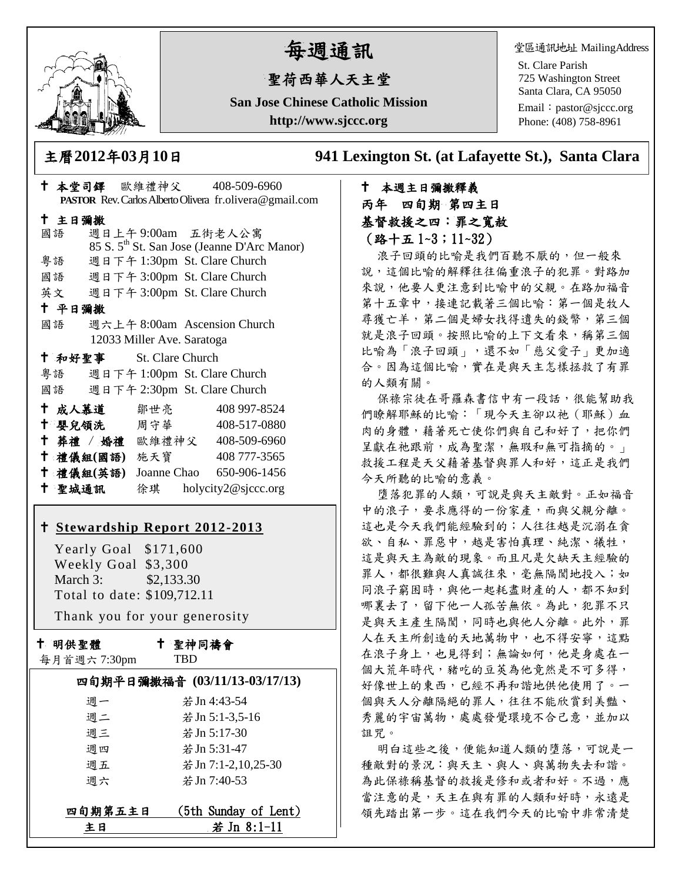# 每週通訊

## 聖荷西華人天主堂

**San Jose Chinese Catholic Mission**

**http://www.sjccc.org**

堂區通訊地址 MailingAddress
St. Clare Parish
725 Washington Street
Santa Clara, CA 95050
Email：pastor@sjccc.org
Phone: (408) 758-8961

**主曆2012年03月10日** **941 Lexington St. (at Lafayette St.), Santa Clara**

**✝ 本堂司鐸** 歐維禮神父 408-509-6960
**PASTOR** Rev. Carlos Alberto Olivera fr.olivera@gmail.com

**✝ 主日彌撒**

國語 週日上午 9:00am 五街老人公寓
85 S. 5th St. San Jose (Jeanne D'Arc Manor)

粵語 週日下午 1:30pm St. Clare Church

國語 週日下午 3:00pm St. Clare Church

英文 週日下午 3:00pm St. Clare Church

**✝ 平日彌撒**

國語 週六上午 8:00am Ascension Church
12033 Miller Ave. Saratoga

**✝ 和好聖事** St. Clare Church

粵語 週日下午 1:00pm St. Clare Church

國語 週日下午 2:30pm St. Clare Church

| | | |
|---|---|---|
| ✝ **成人慕道** | 鄒世亮 | 408 997-8524 |
| ✝ **嬰兒領洗** | 周守華 | 408-517-0880 |
| ✝ **葬禮 / 婚禮** | 歐維禮神父 | 408-509-6960 |
| ✝ **禮儀組(國語)** | 施天寶 | 408 777-3565 |
| ✝ **禮儀組(英語)** | Joanne Chao | 650-906-1456 |
| ✝ **聖城通訊** | 徐琪 | holycity2@sjccc.org |

**✝ Stewardship Report 2012-2013**

Yearly Goal $171,600
Weekly Goal $3,300
March 3: $2,133.30
Total to date: $109,712.11

Thank you for your generosity

**✝ 明供聖體** 每月首週六 7:30pm

**✝ 聖神同禱會** TBD

**四旬期平日彌撒福音 (03/11/13-03/17/13)**

| | |
|---|---|
| 週一 | 若 Jn 4:43-54 |
| 週二 | 若 Jn 5:1-3,5-16 |
| 週三 | 若 Jn 5:17-30 |
| 週四 | 若 Jn 5:31-47 |
| 週五 | 若 Jn 7:1-2,10,25-30 |
| 週六 | 若 Jn 7:40-53 |

**四旬期第五主日** (5th Sunday of Lent)
**主日** 若 Jn 8:1-11

**✝ 本週主日彌撒釋義**

**丙年 四旬期 第四主日**

**基督救援之四：罪之寬赦**

**(路十五 1~3；11~32)**

浪子回頭的比喻是我們百聽不厭的，但一般來說，這個比喻的解釋往往偏重浪子的犯罪。對路加來說，他要人更注意到比喻中的父親。在路加福音第十五章中，接連記載著三個比喻：第一個是牧人尋獲亡羊，第二個是婦女找得遺失的錢幣，第三個就是浪子回頭。按照比喻的上下文看來，稱第三個比喻為「浪子回頭」，還不如「慈父愛子」更加適合。因為這個比喻，實在是與天主怎樣拯救了有罪的人類有關。

保祿宗徒在哥羅森書信中有一段話，很能幫助我們瞭解耶穌的比喻：「現今天主卻以祂（耶穌）血肉的身體，藉著死亡使你們與自己和好了，把你們呈獻在祂跟前，成為聖潔，無瑕和無可指摘的。」救援工程是天父藉著基督與罪人和好，這正是我們今天所聽的比喻的意義。

墮落犯罪的人類，可說是與天主敵對。正如福音中的浪子，要求應得的一份家產，而與父親分離。這也是今天我們能經驗到的；人往往越是沉溺在貪欲、自私、罪惡中，越是害怕真理、純潔、犧牲，這是與天主為敵的現象。而且凡是欠缺天主經驗的罪人，都很難與人真誠往來，毫無隔閡地投入；如同浪子窮困時，與他一起耗盡財產的人，都不知到哪裏去了，留下他一人孤苦無依。為此，犯罪不只是與天主產生隔閡，同時也與他人分離。此外，罪人在天主所創造的天地萬物中，也不得安寧，這點在浪子身上，也見得到；無論如何，他是身處在一個大荒年時代，豬吃的豆莢為他竟然是不可多得，好像世上的東西，已經不再和諧地供他使用了。一個與天人分離隔絕的罪人，往往不能欣賞到美豔、秀麗的宇宙萬物，處處發覺環境不合己意，並加以詛咒。

明白這些之後，便能知道人類的墮落，可說是一種敵對的景況：與天主、與人、與萬物失去和諧。為此保祿稱基督的救援是修和或者和好。不過，應當注意的是，天主在與有罪的人類和好時，永遠是領先踏出第一步。這在我們今天的比喻中非常清楚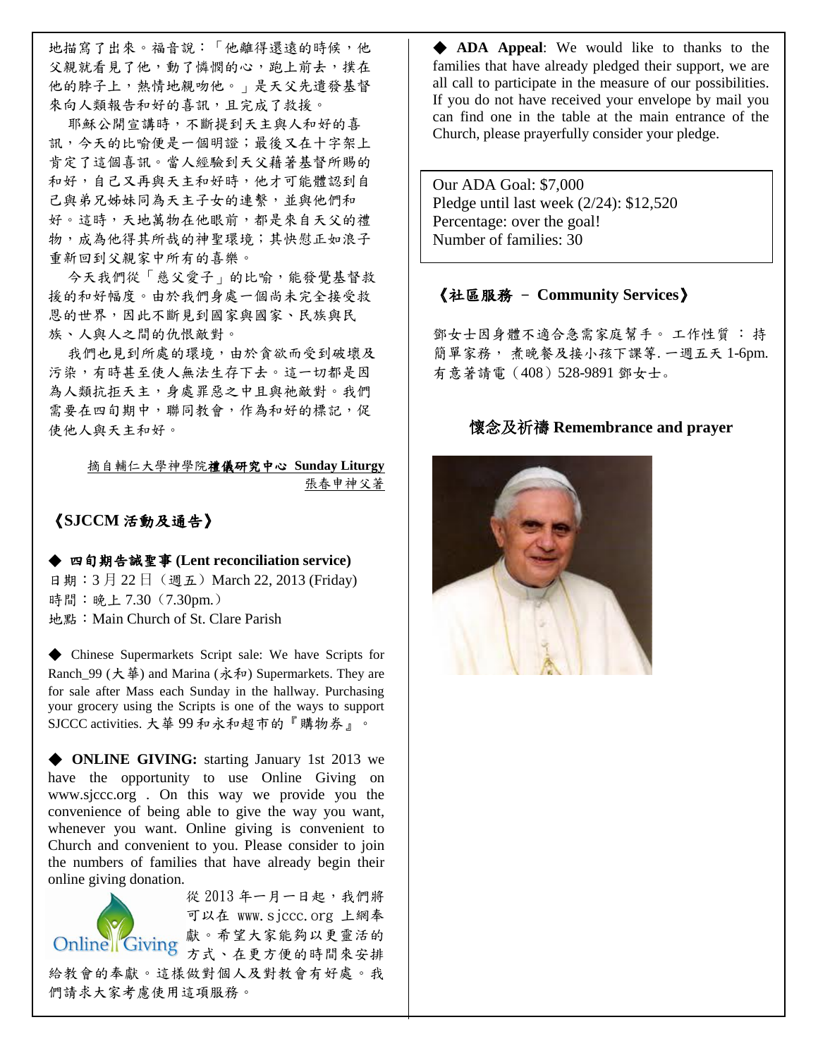地描寫了出來。福音說：「他離得還遠的時候，他父親就看見了他，動了憐憫的心，跑上前去，撲在他的脖子上，熱情地親吻他。」是天父先遣發基督來向人類報告和好的喜訊，且完成了救援。

耶穌公開宣講時，不斷提到天主與人和好的喜訊，今天的比喻便是一個明證；最後又在十字架上肯定了這個喜訊。當人經驗到天父藉著基督所賜的和好，自己又再與天主和好時，他才可能體認到自己與弟兄姊妹同為天主子女的連繫，並與他們和好。這時，天地萬物在他眼前，都是來自天父的禮物，成為他得其所哉的神聖環境；其快慰正如浪子重新回到父親家中所有的喜樂。

今天我們從「慈父愛子」的比喻，能發覺基督救援的和好幅度。由於我們身處一個尚未完全接受救恩的世界，因此不斷見到國家與國家、民族與民族、人與人之間的仇恨敵對。

我們也見到所處的環境，由於貪欲而受到破壞及污染，有時甚至使人無法生存下去。這一切都是因為人類抗拒天主，身處罪惡之中且與祂敵對。我們需要在四旬期中，聯同教會，作為和好的標記，促使他人與天主和好。

摘自輔仁大學神學院**禮儀研究中心 Sunday Liturgy**
張春申神父著

## 《SJCCM 活動及通告》

### ◆ 四旬期告誡聖事 (Lent reconciliation service)

日期：3月22日（週五）March 22, 2013 (Friday)
時間：晚上 7.30（7.30pm.）
地點：Main Church of St. Clare Parish

◆ Chinese Supermarkets Script sale: We have Scripts for Ranch_99 (大華) and Marina (永和) Supermarkets. They are for sale after Mass each Sunday in the hallway. Purchasing your grocery using the Scripts is one of the ways to support SJCCC activities. 大華 99 和永和超市的『購物券』。

◆ **ONLINE GIVING:** starting January 1st 2013 we have the opportunity to use Online Giving on www.sjccc.org . On this way we provide you the convenience of being able to give the way you want, whenever you want. Online giving is convenient to Church and convenient to you. Please consider to join the numbers of families that have already begin their online giving donation.

Online Giving

從 2013 年一月一日起，我們將可以在 www.sjccc.org 上網奉獻。希望大家能夠以更靈活的方式、在更方便的時間來安排給教會的奉獻。這樣做對個人及對教會有好處。我們請求大家考慮使用這項服務。

◆ **ADA Appeal**: We would like to thanks to the families that have already pledged their support, we are all call to participate in the measure of our possibilities. If you do not have received your envelope by mail you can find one in the table at the main entrance of the Church, please prayerfully consider your pledge.

Our ADA Goal: $7,000
Pledge until last week (2/24): $12,520
Percentage: over the goal!
Number of families: 30

## 《社區服務 – Community Services》

鄧女士因身體不適合急需家庭幫手。 工作性質 ：持簡單家務， 煮晚餐及接小孩下課等. 一週五天 1-6pm. 有意者請電（408）528-9891 鄧女士。

## 懷念及祈禱 Remembrance and prayer